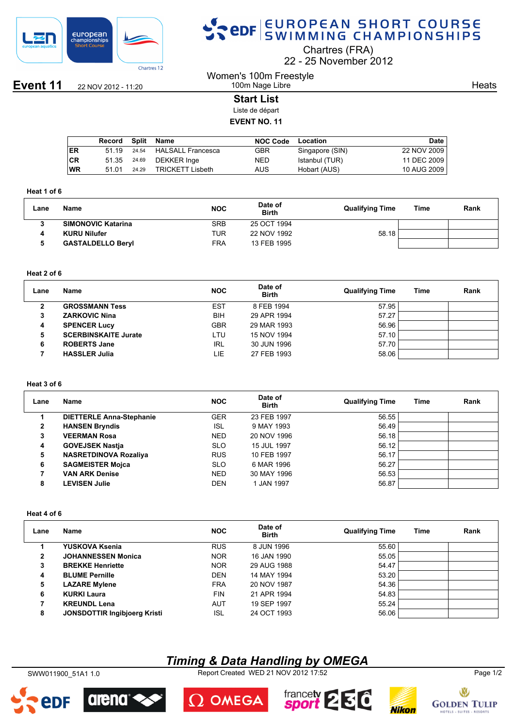# EUROPEAN SHORT COURSE SWIMMING CHAMPIONSHIPS

Chartres (FRA)
22 - 25 November 2012

**Event 11** 22 NOV 2012 - 11:20

## Women's 100m Freestyle

100m Nage Libre

Heats

### Start List

Liste de départ

**EVENT NO. 11**

| | Record | Split | Name | NOC Code | Location | Date |
|---|---|---|---|---|---|---|
| ER | 51.19 | 24.54 | HALSALL Francesca | GBR | Singapore (SIN) | 22 NOV 2009 |
| CR | 51.35 | 24.69 | DEKKER Inge | NED | Istanbul (TUR) | 11 DEC 2009 |
| WR | 51.01 | 24.29 | TRICKETT Lisbeth | AUS | Hobart (AUS) | 10 AUG 2009 |

**Heat 1 of 6**

| Lane | Name | NOC | Date of Birth | Qualifying Time | Time | Rank |
|---|---|---|---|---|---|---|
| 3 | SIMONOVIC Katarina | SRB | 25 OCT 1994 | | | |
| 4 | KURU Nilufer | TUR | 22 NOV 1992 | 58.18 | | |
| 5 | GASTALDELLO Beryl | FRA | 13 FEB 1995 | | | |

**Heat 2 of 6**

| Lane | Name | NOC | Date of Birth | Qualifying Time | Time | Rank |
|---|---|---|---|---|---|---|
| 2 | GROSSMANN Tess | EST | 8 FEB 1994 | 57.95 | | |
| 3 | ZARKOVIC Nina | BIH | 29 APR 1994 | 57.27 | | |
| 4 | SPENCER Lucy | GBR | 29 MAR 1993 | 56.96 | | |
| 5 | SCERBINSKAITE Jurate | LTU | 15 NOV 1994 | 57.10 | | |
| 6 | ROBERTS Jane | IRL | 30 JUN 1996 | 57.70 | | |
| 7 | HASSLER Julia | LIE | 27 FEB 1993 | 58.06 | | |

**Heat 3 of 6**

| Lane | Name | NOC | Date of Birth | Qualifying Time | Time | Rank |
|---|---|---|---|---|---|---|
| 1 | DIETTERLE Anna-Stephanie | GER | 23 FEB 1997 | 56.55 | | |
| 2 | HANSEN Bryndis | ISL | 9 MAY 1993 | 56.49 | | |
| 3 | VEERMAN Rosa | NED | 20 NOV 1996 | 56.18 | | |
| 4 | GOVEJSEK Nastja | SLO | 15 JUL 1997 | 56.12 | | |
| 5 | NASRETDINOVA Rozaliya | RUS | 10 FEB 1997 | 56.17 | | |
| 6 | SAGMEISTER Mojca | SLO | 6 MAR 1996 | 56.27 | | |
| 7 | VAN ARK Denise | NED | 30 MAY 1996 | 56.53 | | |
| 8 | LEVISEN Julie | DEN | 1 JAN 1997 | 56.87 | | |

**Heat 4 of 6**

| Lane | Name | NOC | Date of Birth | Qualifying Time | Time | Rank |
|---|---|---|---|---|---|---|
| 1 | YUSKOVA Ksenia | RUS | 8 JUN 1996 | 55.60 | | |
| 2 | JOHANNESSEN Monica | NOR | 16 JAN 1990 | 55.05 | | |
| 3 | BREKKE Henriette | NOR | 29 AUG 1988 | 54.47 | | |
| 4 | BLUME Pernille | DEN | 14 MAY 1994 | 53.20 | | |
| 5 | LAZARE Mylene | FRA | 20 NOV 1987 | 54.36 | | |
| 6 | KURKI Laura | FIN | 21 APR 1994 | 54.83 | | |
| 7 | KREUNDL Lena | AUT | 19 SEP 1997 | 55.24 | | |
| 8 | JONSDOTTIR Ingibjoerg Kristi | ISL | 24 OCT 1993 | 56.06 | | |

*Timing & Data Handling by OMEGA*

SWW011900_51A1 1.0 Report Created WED 21 NOV 2012 17:52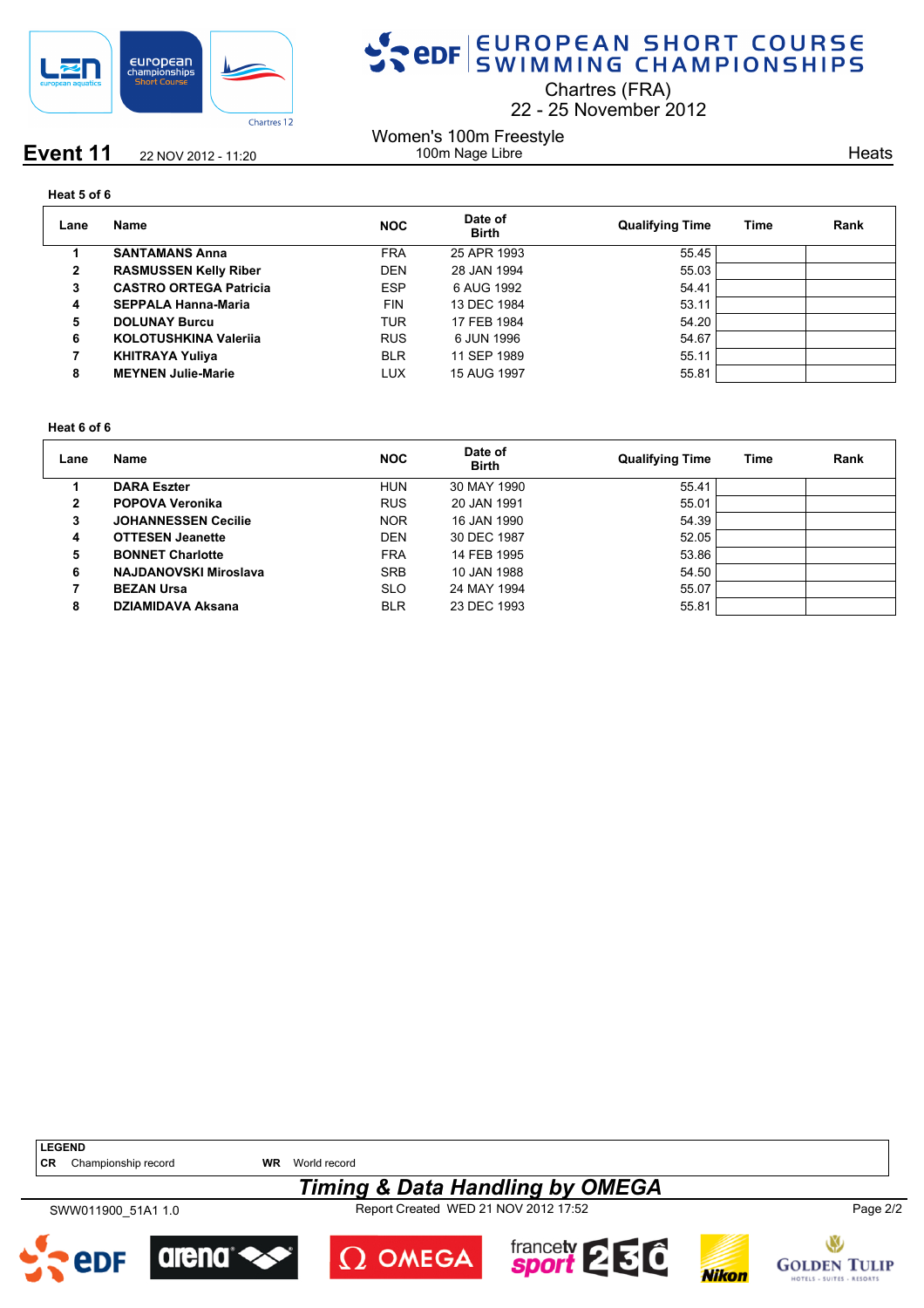# EUROPEAN SHORT COURSE SWIMMING CHAMPIONSHIPS

Chartres (FRA)
22 - 25 November 2012

**Event 11** 22 NOV 2012 - 11:20

Women's 100m Freestyle
100m Nage Libre

Heats

**Heat 5 of 6**

| Lane | Name | NOC | Date of Birth | Qualifying Time | Time | Rank |
|---|---|---|---|---|---|---|
| 1 | **SANTAMANS Anna** | FRA | 25 APR 1993 | 55.45 | | |
| 2 | **RASMUSSEN Kelly Riber** | DEN | 28 JAN 1994 | 55.03 | | |
| 3 | **CASTRO ORTEGA Patricia** | ESP | 6 AUG 1992 | 54.41 | | |
| 4 | **SEPPALA Hanna-Maria** | FIN | 13 DEC 1984 | 53.11 | | |
| 5 | **DOLUNAY Burcu** | TUR | 17 FEB 1984 | 54.20 | | |
| 6 | **KOLOTUSHKINA Valeriia** | RUS | 6 JUN 1996 | 54.67 | | |
| 7 | **KHITRAYA Yuliya** | BLR | 11 SEP 1989 | 55.11 | | |
| 8 | **MEYNEN Julie-Marie** | LUX | 15 AUG 1997 | 55.81 | | |

**Heat 6 of 6**

| Lane | Name | NOC | Date of Birth | Qualifying Time | Time | Rank |
|---|---|---|---|---|---|---|
| 1 | **DARA Eszter** | HUN | 30 MAY 1990 | 55.41 | | |
| 2 | **POPOVA Veronika** | RUS | 20 JAN 1991 | 55.01 | | |
| 3 | **JOHANNESSEN Cecilie** | NOR | 16 JAN 1990 | 54.39 | | |
| 4 | **OTTESEN Jeanette** | DEN | 30 DEC 1987 | 52.05 | | |
| 5 | **BONNET Charlotte** | FRA | 14 FEB 1995 | 53.86 | | |
| 6 | **NAJDANOVSKI Miroslava** | SRB | 10 JAN 1988 | 54.50 | | |
| 7 | **BEZAN Ursa** | SLO | 24 MAY 1994 | 55.07 | | |
| 8 | **DZIAMIDAVA Aksana** | BLR | 23 DEC 1993 | 55.81 | | |

**LEGEND**
**CR** Championship record **WR** World record

***Timing & Data Handling by OMEGA***

SWW011900_51A1 1.0 Report Created WED 21 NOV 2012 17:52